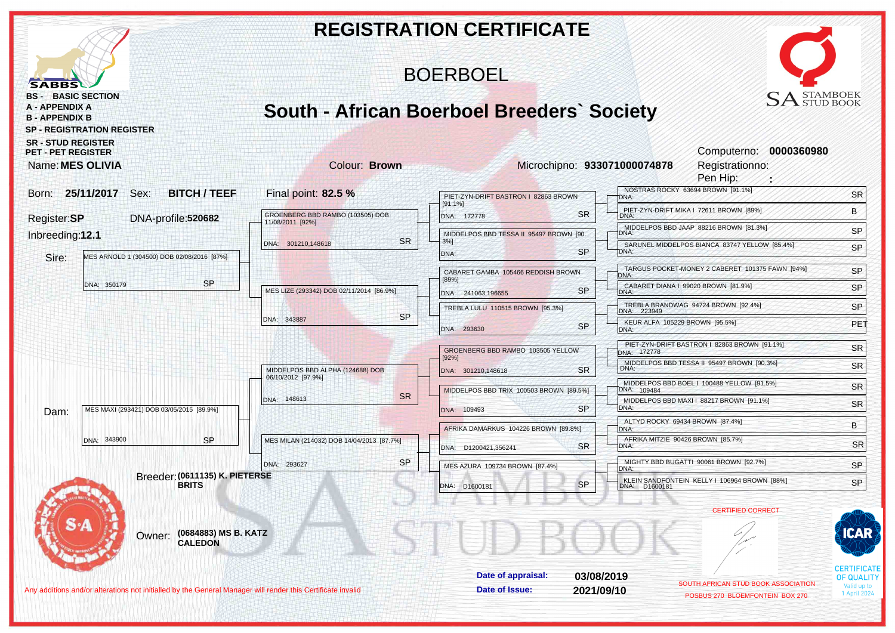# REGISTRATION CERTIFICATE

## BOERBOEL

## South - African Boerboel Breeders` Society

SABBS

BS - BASIC SECTION
A - APPENDIX A
B - APPENDIX B
SP - REGISTRATION REGISTER
SR - STUD REGISTER
PET - PET REGISTER

SA STAMBOEK STUD BOOK

Computerno: **0000360980**
Registrationno:
Pen Hip: **:**

Name: **MES OLIVIA**  Colour: **Brown**  Microchipno: **933071000074878**

Born: **25/11/2017**  Sex: **BITCH / TEEF**  Final point: **82.5 %**

Register: **SP**  DNA-profile: **520682**

Inbreeding: **12.1**

**Sire:** MES ARNOLD 1 (304500) DOB 02/08/2016 [87%] — DNA: 350179 — SP

- GROENBERG BBD RAMBO (103505) DOB 11/08/2011 [92%] — DNA: 301210,148618 — SR
  - PIET-ZYN-DRIFT BASTRON I 82863 BROWN [91.1%] — DNA: 172778 — SR
    - NOSTRAS ROCKY 63694 BROWN [91.1%] — DNA: — SR
    - PIET-ZYN-DRIFT MIKA I 72611 BROWN [89%] — DNA: — B
  - MIDDELPOS BBD TESSA II 95497 BROWN [90.3%] — DNA: — SP
    - MIDDELPOS BBD JAAP 88216 BROWN [81.3%] — DNA: — SP
    - SARUNEL MIDDELPOS BIANCA 83747 YELLOW [85.4%] — DNA: — SP
- MES LIZE (293342) DOB 02/11/2014 [86.9%] — DNA: 343887 — SP
  - CABARET GAMBA 105466 REDDISH BROWN [89%] — DNA: 241063,196655 — SP
    - TARGUS POCKET-MONEY 2 CABERET 101375 FAWN [94%] — DNA: — SP
    - CABARET DIANA I 99020 BROWN [81.9%] — DNA: — SP
  - TREBLA LULU 110515 BROWN [95.3%] — DNA: 293630 — SP
    - TREBLA BRANDWAG 94724 BROWN [92.4%] — DNA: 223949 — SP
    - KEUR ALFA 105229 BROWN [95.5%] — DNA: — PET

**Dam:** MES MAXI (293421) DOB 03/05/2015 [89.9%] — DNA: 343900 — SP

- MIDDELPOS BBD ALPHA (124688) DOB 06/10/2012 [97.9%] — DNA: 148613 — SR
  - GROENBERG BBD RAMBO 103505 YELLOW [92%] — DNA: 301210,148618 — SR
    - PIET-ZYN-DRIFT BASTRON I 82863 BROWN [91.1%] — DNA: 172778 — SR
    - MIDDELPOS BBD TESSA II 95497 BROWN [90.3%] — DNA: — SP
  - MIDDELPOS BBD TRIX 100503 BROWN [89.5%] — DNA: 109493 — SP
    - MIDDELPOS BBD BOEL I 100488 YELLOW [91.5%] — DNA: 109484 — SR
    - MIDDELPOS BBD MAXI I 88217 BROWN [91.1%] — DNA: — SR
- MES MILAN (214032) DOB 14/04/2013 [87.7%] — DNA: 293627 — SP
  - AFRIKA DAMARKUS 104226 BROWN [89.8%] — DNA: D1200421,356241 — SR
    - ALTYD ROCKY 69434 BROWN [87.4%] — DNA: — B
    - AFRIKA MITZIE 90426 BROWN [85.7%] — DNA: — SR
  - MES AZURA 109734 BROWN [87.4%] — DNA: D1600181 — SP
    - MIGHTY BBD BUGATTI 90061 BROWN [92.7%] — DNA: — SP
    - KLEIN SANDFONTEIN KELLY I 106964 BROWN [88%] — DNA: D1600181 — SP

Breeder: **(0611135) K. PIETERSE BRITS**

Owner: **(0684883) MS B. KATZ CALEDON**

Date of appraisal: **03/08/2019**
Date of Issue: **2021/09/10**

CERTIFIED CORRECT

SOUTH AFRICAN STUD BOOK ASSOCIATION
POSBUS 270 BLOEMFONTEIN BOX 270

ICAR CERTIFICATE OF QUALITY Valid up to 1 April 2024

Any additions and/or alterations not initialled by the General Manager will render this Certificate invalid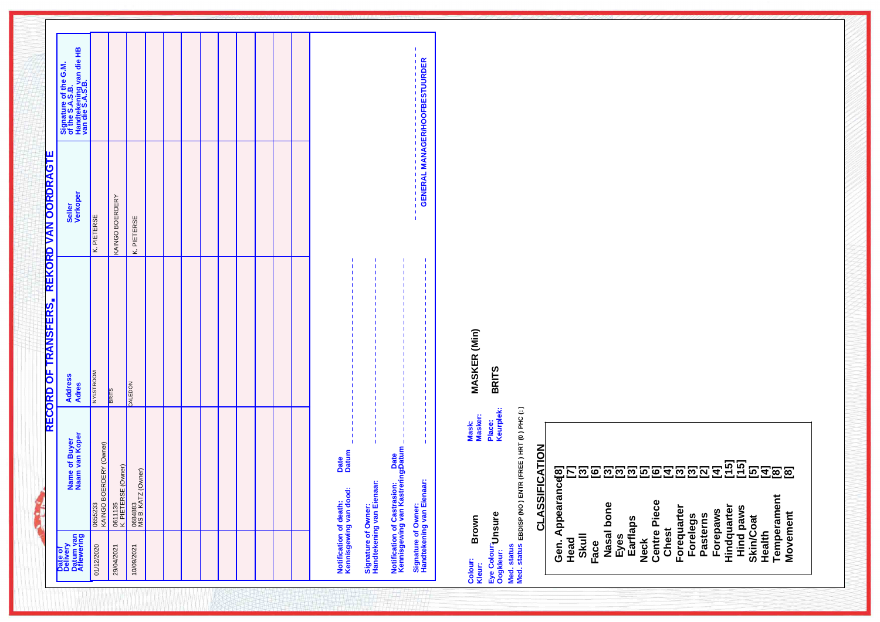# RECORD OF TRANSFERS. REKORD VAN OORDRAGTE

| Date of Delivery / Datum van Aflewering | Name of Buyer / Naam van Koper | Address / Adres | Seller / Verkoper | Signature of the G.M. of the S.A.S.B. / Handtekening van die HB van die S.A.S.B. |
|---|---|---|---|---|
| 01/12/2020 | 0655233 KAINGO BOERDERY (Owner) | NYLSTROOM | K. PIETERSE | |
| 29/04/2021 | 0611135 K. PIETERSE (Owner) | BRITS | KAINGO BOERDERY | |
| 10/09/2021 | 0684883 MS B. KATZ (Owner) | CALEDON | K. PIETERSE | |
| | | | | |
| | | | | |
| | | | | |
| | | | | |
| | | | | |
| | | | | |
| | | | | |
| | | | | |
| | | | | |

Notification of death: / Kennisgewing van dood: Date / Datum - - - - - - - - - - - - - - - -

Signature of Owner: / Handtekening van Eienaar: - - - - - - - - - - - - - - - -

Notification of Castrasion: / Kennisgewing van Kastrering Date / Datum - - - - - - - - - - - - - - - -

Signature of Owner: / Handtekening van Eienaar: - - - - - - - - - - - - - - - -

- - - - - - - - - - - - - - - -
GENERAL MANAGER/HOOFBESTUURDER

Colour: / Kleur: Brown

Mask: / Masker: MASKER (Min)

Eye Colour: / Oogkleur: Unsure

Place: / Keurplek: BRITS

Med. status

Med. status EBDISP (NO ) ENTR (FREE ) HRT (0 ) PHC ( : )

## CLASSIFICATION

- Gen. Appearance [8]
- Head [7]
- Skull [3]
- Face [6]
- Nasal bone [3]
- Eyes [3]
- Earflaps [3]
- Neck [5]
- Centre Piece [6]
- Chest [4]
- Forequarter [3]
- Forelegs [3]
- Pasterns [2]
- Forepaws [4]
- Hindquarter [15]
- Hind paws [15]
- Skin/Coat [5]
- Health [4]
- Temperament [8]
- Movement [8]